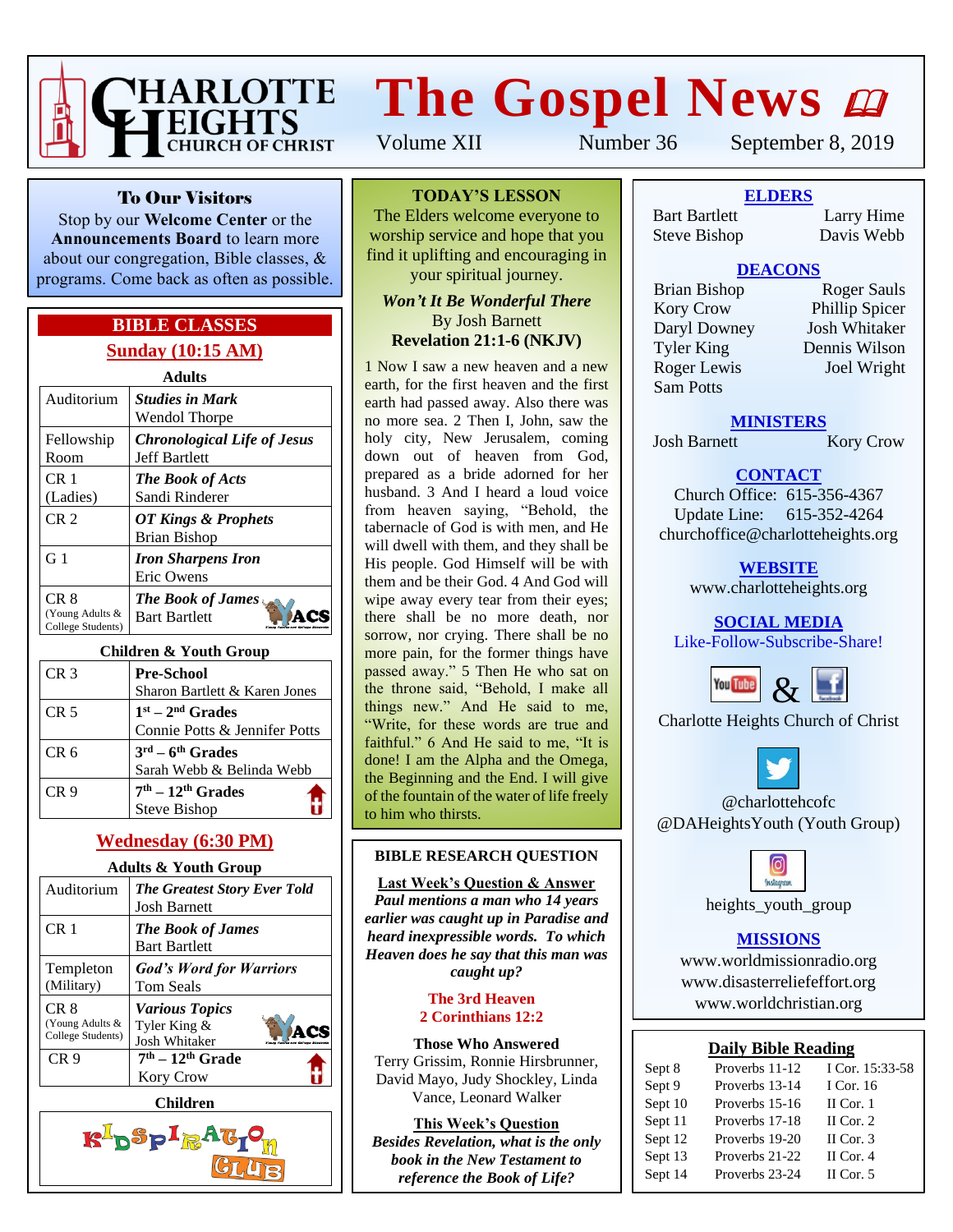# Charlotte Heights Church of Christ

# The Gospel News

Volume XII | Number 36 | September 8, 2019

## To Our Visitors

Stop by our **Welcome Center** or the **Announcements Board** to learn more about our congregation, Bible classes, & programs. Come back as often as possible.

## BIBLE CLASSES

### Sunday (10:15 AM)

**Adults**

| Room | Class |
|---|---|
| Auditorium | ***Studies in Mark*** Wendol Thorpe |
| Fellowship Room | ***Chronological Life of Jesus*** Jeff Bartlett |
| CR 1 (Ladies) | ***The Book of Acts*** Sandi Rinderer |
| CR 2 | ***OT Kings & Prophets*** Brian Bishop |
| G 1 | ***Iron Sharpens Iron*** Eric Owens |
| CR 8 (Young Adults & College Students) | ***The Book of James*** Bart Bartlett |

**Children & Youth Group**

| Room | Class |
|---|---|
| CR 3 | **Pre-School** Sharon Bartlett & Karen Jones |
| CR 5 | **1st – 2nd Grades** Connie Potts & Jennifer Potts |
| CR 6 | **3rd – 6th Grades** Sarah Webb & Belinda Webb |
| CR 9 | **7th – 12th Grades** Steve Bishop |

### Wednesday (6:30 PM)

**Adults & Youth Group**

| Room | Class |
|---|---|
| Auditorium | ***The Greatest Story Ever Told*** Josh Barnett |
| CR 1 | ***The Book of James*** Bart Bartlett |
| Templeton (Military) | ***God's Word for Warriors*** Tom Seals |
| CR 8 (Young Adults & College Students) | ***Various Topics*** Tyler King & Josh Whitaker |
| CR 9 | **7th – 12th Grade** Kory Crow |

**Children**

Kidspiration Club

## TODAY'S LESSON

The Elders welcome everyone to worship service and hope that you find it uplifting and encouraging in your spiritual journey.

***Won't It Be Wonderful There***
By Josh Barnett
**Revelation 21:1-6 (NKJV)**

1 Now I saw a new heaven and a new earth, for the first heaven and the first earth had passed away. Also there was no more sea. 2 Then I, John, saw the holy city, New Jerusalem, coming down out of heaven from God, prepared as a bride adorned for her husband. 3 And I heard a loud voice from heaven saying, "Behold, the tabernacle of God is with men, and He will dwell with them, and they shall be His people. God Himself will be with them and be their God. 4 And God will wipe away every tear from their eyes; there shall be no more death, nor sorrow, nor crying. There shall be no more pain, for the former things have passed away." 5 Then He who sat on the throne said, "Behold, I make all things new." And He said to me, "Write, for these words are true and faithful." 6 And He said to me, "It is done! I am the Alpha and the Omega, the Beginning and the End. I will give of the fountain of the water of life freely to him who thirsts.

## BIBLE RESEARCH QUESTION

**Last Week's Question & Answer**

***Paul mentions a man who 14 years earlier was caught up in Paradise and heard inexpressible words. To which Heaven does he say that this man was caught up?***

**The 3rd Heaven**
**2 Corinthians 12:2**

**Those Who Answered**
Terry Grissim, Ronnie Hirsbrunner, David Mayo, Judy Shockley, Linda Vance, Leonard Walker

**This Week's Question**

***Besides Revelation, what is the only book in the New Testament to reference the Book of Life?***

## ELDERS

Bart Bartlett, Larry Hime, Steve Bishop, Davis Webb

## DEACONS

Brian Bishop, Roger Sauls, Kory Crow, Phillip Spicer, Daryl Downey, Josh Whitaker, Tyler King, Dennis Wilson, Roger Lewis, Joel Wright, Sam Potts

## MINISTERS

Josh Barnett, Kory Crow

## CONTACT

Church Office: 615-356-4367
Update Line: 615-352-4264
churchoffice@charlotteheights.org

## WEBSITE

www.charlotteheights.org

## SOCIAL MEDIA

Like-Follow-Subscribe-Share!

YouTube & Facebook
Charlotte Heights Church of Christ

Twitter
@charlottehcofc
@DAHeightsYouth (Youth Group)

Instagram
heights_youth_group

## MISSIONS

www.worldmissionradio.org
www.disasterreliefeffort.org
www.worldchristian.org

## Daily Bible Reading

| Date | OT | NT |
|---|---|---|
| Sept 8 | Proverbs 11-12 | I Cor. 15:33-58 |
| Sept 9 | Proverbs 13-14 | I Cor. 16 |
| Sept 10 | Proverbs 15-16 | II Cor. 1 |
| Sept 11 | Proverbs 17-18 | II Cor. 2 |
| Sept 12 | Proverbs 19-20 | II Cor. 3 |
| Sept 13 | Proverbs 21-22 | II Cor. 4 |
| Sept 14 | Proverbs 23-24 | II Cor. 5 |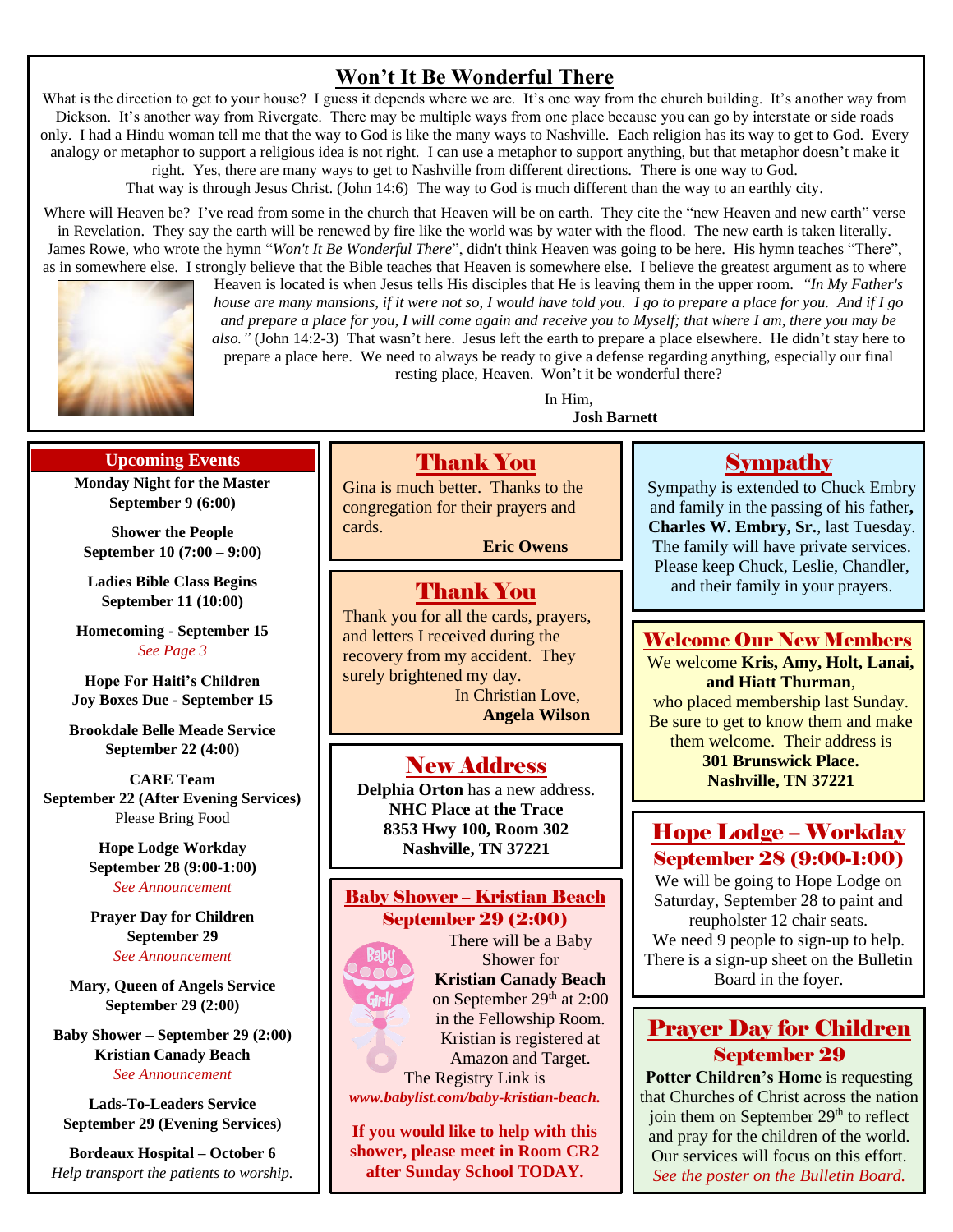# Won't It Be Wonderful There

What is the direction to get to your house? I guess it depends where we are. It's one way from the church building. It's another way from Dickson. It's another way from Rivergate. There may be multiple ways from one place because you can go by interstate or side roads only. I had a Hindu woman tell me that the way to God is like the many ways to Nashville. Each religion has its way to get to God. Every analogy or metaphor to support a religious idea is not right. I can use a metaphor to support anything, but that metaphor doesn't make it right. Yes, there are many ways to get to Nashville from different directions. There is one way to God. That way is through Jesus Christ. (John 14:6) The way to God is much different than the way to an earthly city.

Where will Heaven be? I've read from some in the church that Heaven will be on earth. They cite the "new Heaven and new earth" verse in Revelation. They say the earth will be renewed by fire like the world was by water with the flood. The new earth is taken literally. James Rowe, who wrote the hymn "*Won't It Be Wonderful There*", didn't think Heaven was going to be here. His hymn teaches "There", as in somewhere else. I strongly believe that the Bible teaches that Heaven is somewhere else. I believe the greatest argument as to where Heaven is located is when Jesus tells His disciples that He is leaving them in the upper room. *"In My Father's house are many mansions, if it were not so, I would have told you. I go to prepare a place for you. And if I go and prepare a place for you, I will come again and receive you to Myself; that where I am, there you may be also."* (John 14:2-3) That wasn't here. Jesus left the earth to prepare a place elsewhere. He didn't stay here to prepare a place here. We need to always be ready to give a defense regarding anything, especially our final resting place, Heaven. Won't it be wonderful there?

In Him,
**Josh Barnett**

## Upcoming Events

**Monday Night for the Master**
**September 9 (6:00)**

**Shower the People**
**September 10 (7:00 – 9:00)**

**Ladies Bible Class Begins**
**September 11 (10:00)**

**Homecoming - September 15**
*See Page 3*

**Hope For Haiti's Children**
**Joy Boxes Due - September 15**

**Brookdale Belle Meade Service**
**September 22 (4:00)**

**CARE Team**
**September 22 (After Evening Services)**
Please Bring Food

**Hope Lodge Workday**
**September 28 (9:00-1:00)**
*See Announcement*

**Prayer Day for Children**
**September 29**
*See Announcement*

**Mary, Queen of Angels Service**
**September 29 (2:00)**

**Baby Shower – September 29 (2:00)**
**Kristian Canady Beach**
*See Announcement*

**Lads-To-Leaders Service**
**September 29 (Evening Services)**

**Bordeaux Hospital – October 6**
*Help transport the patients to worship.*

## Thank You

Gina is much better. Thanks to the congregation for their prayers and cards.

**Eric Owens**

## Thank You

Thank you for all the cards, prayers, and letters I received during the recovery from my accident. They surely brightened my day.

In Christian Love,
**Angela Wilson**

## New Address

**Delphia Orton** has a new address.
**NHC Place at the Trace**
**8353 Hwy 100, Room 302**
**Nashville, TN 37221**

## Baby Shower – Kristian Beach
## September 29 (2:00)

There will be a Baby Shower for **Kristian Canady Beach** on September 29th at 2:00 in the Fellowship Room. Kristian is registered at Amazon and Target. The Registry Link is ***www.babylist.com/baby-kristian-beach.***

**If you would like to help with this shower, please meet in Room CR2 after Sunday School TODAY.**

## Sympathy

Sympathy is extended to Chuck Embry and family in the passing of his father**, Charles W. Embry, Sr.**, last Tuesday. The family will have private services. Please keep Chuck, Leslie, Chandler, and their family in your prayers.

## Welcome Our New Members

We welcome **Kris, Amy, Holt, Lanai, and Hiatt Thurman**, who placed membership last Sunday. Be sure to get to know them and make them welcome. Their address is
**301 Brunswick Place.**
**Nashville, TN 37221**

## Hope Lodge – Workday
## September 28 (9:00-1:00)

We will be going to Hope Lodge on Saturday, September 28 to paint and reupholster 12 chair seats. We need 9 people to sign-up to help. There is a sign-up sheet on the Bulletin Board in the foyer.

## Prayer Day for Children
## September 29

**Potter Children's Home** is requesting that Churches of Christ across the nation join them on September 29th to reflect and pray for the children of the world. Our services will focus on this effort. *See the poster on the Bulletin Board.*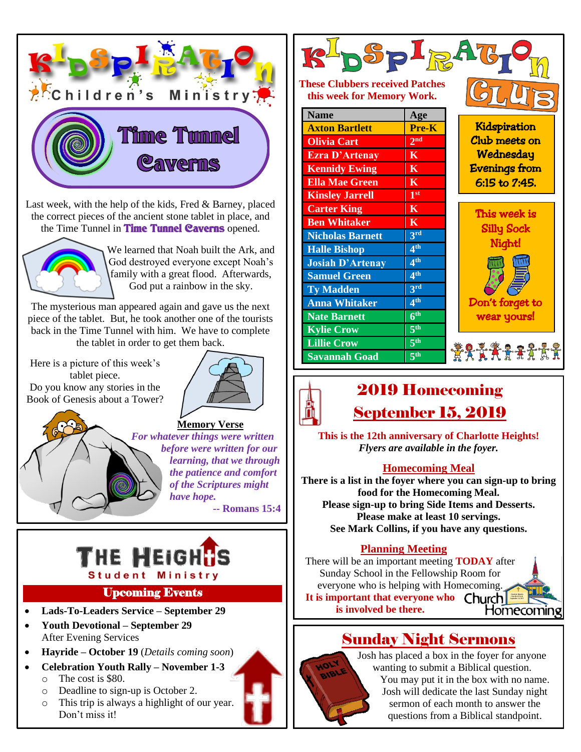# KIDSPIRATION Children's Ministry

## Time Tunnel Caverns

Last week, with the help of the kids, Fred & Barney, placed the correct pieces of the ancient stone tablet in place, and the Time Tunnel in **Time Tunnel Caverns** opened.

We learned that Noah built the Ark, and God destroyed everyone except Noah's family with a great flood. Afterwards, God put a rainbow in the sky.

The mysterious man appeared again and gave us the next piece of the tablet. But, he took another one of the tourists back in the Time Tunnel with him. We have to complete the tablet in order to get them back.

Here is a picture of this week's tablet piece.
Do you know any stories in the Book of Genesis about a Tower?

**Memory Verse**

*For whatever things were written before were written for our learning, that we through the patience and comfort of the Scriptures might have hope.*

**-- Romans 15:4**

# THE HEIGHTS Student Ministry

## Upcoming Events

- **Lads-To-Leaders Service – September 29**
- **Youth Devotional – September 29**
  After Evening Services
- **Hayride – October 19** (*Details coming soon*)
- **Celebration Youth Rally – November 1-3**
  - The cost is $80.
  - Deadline to sign-up is October 2.
  - This trip is always a highlight of our year. Don't miss it!

# KIDSPIRATION CLUB

**These Clubbers received Patches this week for Memory Work.**

| Name | Age |
|---|---|
| Axton Bartlett | Pre-K |
| Olivia Cart | 2nd |
| Ezra D'Artenay | K |
| Kennidy Ewing | K |
| Ella Mae Green | K |
| Kinsley Jarrell | 1st |
| Carter King | K |
| Ben Whitaker | K |
| Nicholas Barnett | 3rd |
| Halle Bishop | 4th |
| Josiah D'Artenay | 4th |
| Samuel Green | 4th |
| Ty Madden | 3rd |
| Anna Whitaker | 4th |
| Nate Barnett | 6th |
| Kylie Crow | 5th |
| Lillie Crow | 5th |
| Savannah Goad | 5th |

Kidspiration Club meets on Wednesday Evenings from 6:15 to 7:45.

This week is Silly Sock Night!

Don't forget to wear yours!

# 2019 Homecoming

## September 15, 2019

**This is the 12th anniversary of Charlotte Heights!**
*Flyers are available in the foyer.*

### Homecoming Meal

**There is a list in the foyer where you can sign-up to bring food for the Homecoming Meal.**
**Please sign-up to bring Side Items and Desserts.**
**Please make at least 10 servings.**
**See Mark Collins, if you have any questions.**

### Planning Meeting

There will be an important meeting **TODAY** after Sunday School in the Fellowship Room for everyone who is helping with Homecoming.
**It is important that everyone who is involved be there.**

# Sunday Night Sermons

Josh has placed a box in the foyer for anyone wanting to submit a Biblical question. You may put it in the box with no name. Josh will dedicate the last Sunday night sermon of each month to answer the questions from a Biblical standpoint.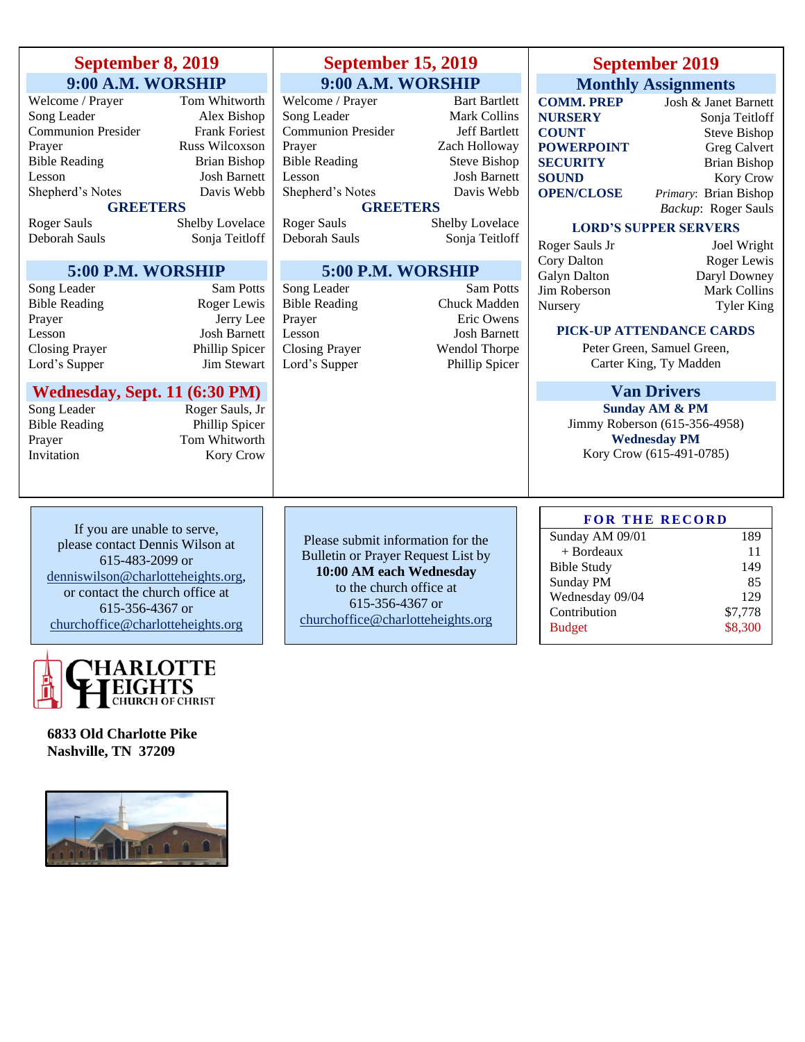## September 8, 2019

### 9:00 A.M. WORSHIP

| | |
|---|---|
| Welcome / Prayer | Tom Whitworth |
| Song Leader | Alex Bishop |
| Communion Presider | Frank Foriest |
| Prayer | Russ Wilcoxson |
| Bible Reading | Brian Bishop |
| Lesson | Josh Barnett |
| Shepherd's Notes | Davis Webb |

**GREETERS**

| | |
|---|---|
| Roger Sauls | Shelby Lovelace |
| Deborah Sauls | Sonja Teitloff |

### 5:00 P.M. WORSHIP

| | |
|---|---|
| Song Leader | Sam Potts |
| Bible Reading | Roger Lewis |
| Prayer | Jerry Lee |
| Lesson | Josh Barnett |
| Closing Prayer | Phillip Spicer |
| Lord's Supper | Jim Stewart |

### Wednesday, Sept. 11 (6:30 PM)

| | |
|---|---|
| Song Leader | Roger Sauls, Jr |
| Bible Reading | Phillip Spicer |
| Prayer | Tom Whitworth |
| Invitation | Kory Crow |

## September 15, 2019

### 9:00 A.M. WORSHIP

| | |
|---|---|
| Welcome / Prayer | Bart Bartlett |
| Song Leader | Mark Collins |
| Communion Presider | Jeff Bartlett |
| Prayer | Zach Holloway |
| Bible Reading | Steve Bishop |
| Lesson | Josh Barnett |
| Shepherd's Notes | Davis Webb |

**GREETERS**

| | |
|---|---|
| Roger Sauls | Shelby Lovelace |
| Deborah Sauls | Sonja Teitloff |

### 5:00 P.M. WORSHIP

| | |
|---|---|
| Song Leader | Sam Potts |
| Bible Reading | Chuck Madden |
| Prayer | Eric Owens |
| Lesson | Josh Barnett |
| Closing Prayer | Wendol Thorpe |
| Lord's Supper | Phillip Spicer |

## September 2019

### Monthly Assignments

| | |
|---|---|
| **COMM. PREP** | Josh & Janet Barnett |
| **NURSERY** | Sonja Teitloff |
| **COUNT** | Steve Bishop |
| **POWERPOINT** | Greg Calvert |
| **SECURITY** | Brian Bishop |
| **SOUND** | Kory Crow |
| **OPEN/CLOSE** | *Primary*: Brian Bishop |
| | *Backup*: Roger Sauls |

**LORD'S SUPPER SERVERS**

| | |
|---|---|
| Roger Sauls Jr | Joel Wright |
| Cory Dalton | Roger Lewis |
| Galyn Dalton | Daryl Downey |
| Jim Roberson | Mark Collins |
| Nursery | Tyler King |

**PICK-UP ATTENDANCE CARDS**

Peter Green, Samuel Green,
Carter King, Ty Madden

### Van Drivers

**Sunday AM & PM**

Jimmy Roberson (615-356-4958)

**Wednesday PM**

Kory Crow (615-491-0785)

---

If you are unable to serve, please contact Dennis Wilson at 615-483-2099 or denniswilson@charlotteheights.org, or contact the church office at 615-356-4367 or churchoffice@charlotteheights.org

Please submit information for the Bulletin or Prayer Request List by **10:00 AM each Wednesday** to the church office at 615-356-4367 or churchoffice@charlotteheights.org

**FOR THE RECORD**

| | |
|---|---|
| Sunday AM 09/01 | 189 |
| + Bordeaux | 11 |
| Bible Study | 149 |
| Sunday PM | 85 |
| Wednesday 09/04 | 129 |
| Contribution | $7,778 |
| Budget | $8,300 |

CHARLOTTE HEIGHTS CHURCH OF CHRIST

**6833 Old Charlotte Pike**
**Nashville, TN 37209**